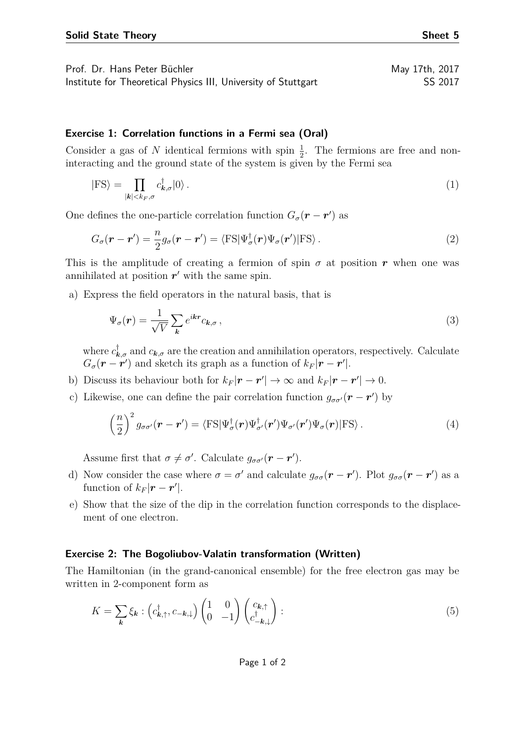Prof. Dr. Hans Peter Büchler — May 17th, 2017
Institute for Theoretical Physics III, University of Stuttgart — SS 2017

### Exercise 1: Correlation functions in a Fermi sea (Oral)

Consider a gas of $N$ identical fermions with spin $\frac{1}{2}$. The fermions are free and non-interacting and the ground state of the system is given by the Fermi sea

$$|\mathrm{FS}\rangle = \prod_{|\boldsymbol{k}|<k_F,\sigma} c^\dagger_{\boldsymbol{k},\sigma}|0\rangle \,. \tag{1}$$

One defines the one-particle correlation function $G_\sigma(\boldsymbol{r}-\boldsymbol{r}')$ as

$$G_\sigma(\boldsymbol{r}-\boldsymbol{r}') = \frac{n}{2} g_\sigma(\boldsymbol{r}-\boldsymbol{r}') = \langle \mathrm{FS}|\Psi^\dagger_\sigma(\boldsymbol{r})\Psi_\sigma(\boldsymbol{r}')|\mathrm{FS}\rangle \,. \tag{2}$$

This is the amplitude of creating a fermion of spin $\sigma$ at position $\boldsymbol{r}$ when one was annihilated at position $\boldsymbol{r}'$ with the same spin.

a) Express the field operators in the natural basis, that is

$$\Psi_\sigma(\boldsymbol{r}) = \frac{1}{\sqrt{V}} \sum_{\boldsymbol{k}} e^{i\boldsymbol{k}\boldsymbol{r}} c_{\boldsymbol{k},\sigma} \,, \tag{3}$$

where $c^\dagger_{\boldsymbol{k},\sigma}$ and $c_{\boldsymbol{k},\sigma}$ are the creation and annihilation operators, respectively. Calculate $G_\sigma(\boldsymbol{r}-\boldsymbol{r}')$ and sketch its graph as a function of $k_F|\boldsymbol{r}-\boldsymbol{r}'|$.

b) Discuss its behaviour both for $k_F|\boldsymbol{r}-\boldsymbol{r}'| \to \infty$ and $k_F|\boldsymbol{r}-\boldsymbol{r}'| \to 0$.

c) Likewise, one can define the pair correlation function $g_{\sigma\sigma'}(\boldsymbol{r}-\boldsymbol{r}')$ by

$$\left(\frac{n}{2}\right)^2 g_{\sigma\sigma'}(\boldsymbol{r}-\boldsymbol{r}') = \langle \mathrm{FS}|\Psi^\dagger_\sigma(\boldsymbol{r})\Psi^\dagger_{\sigma'}(\boldsymbol{r}')\Psi_{\sigma'}(\boldsymbol{r}')\Psi_\sigma(\boldsymbol{r})|\mathrm{FS}\rangle \,. \tag{4}$$

Assume first that $\sigma \neq \sigma'$. Calculate $g_{\sigma\sigma'}(\boldsymbol{r}-\boldsymbol{r}')$.

d) Now consider the case where $\sigma = \sigma'$ and calculate $g_{\sigma\sigma}(\boldsymbol{r}-\boldsymbol{r}')$. Plot $g_{\sigma\sigma}(\boldsymbol{r}-\boldsymbol{r}')$ as a function of $k_F|\boldsymbol{r}-\boldsymbol{r}'|$.

e) Show that the size of the dip in the correlation function corresponds to the displacement of one electron.

### Exercise 2: The Bogoliubov-Valatin transformation (Written)

The Hamiltonian (in the grand-canonical ensemble) for the free electron gas may be written in 2-component form as

$$K = \sum_{\boldsymbol{k}} \xi_{\boldsymbol{k}} : \begin{pmatrix} c^\dagger_{\boldsymbol{k},\uparrow}, c_{-\boldsymbol{k},\downarrow} \end{pmatrix} \begin{pmatrix} 1 & 0 \\ 0 & -1 \end{pmatrix} \begin{pmatrix} c_{\boldsymbol{k},\uparrow} \\ c^\dagger_{-\boldsymbol{k},\downarrow} \end{pmatrix} : \tag{5}$$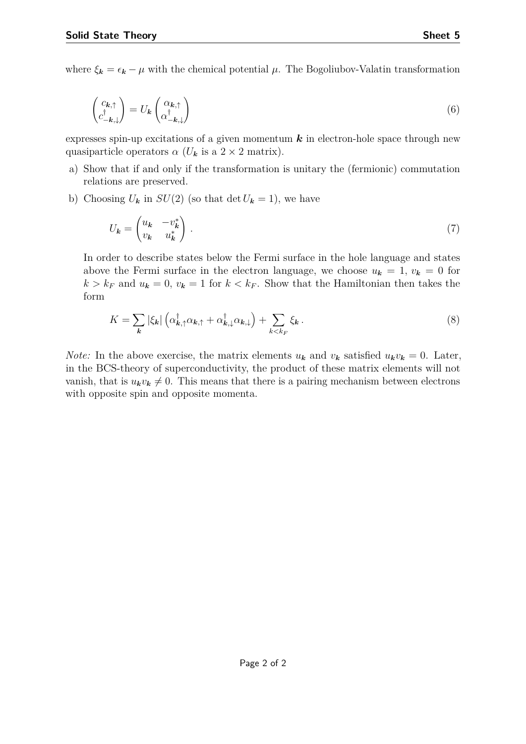where $\xi_{\boldsymbol{k}} = \epsilon_{\boldsymbol{k}} - \mu$ with the chemical potential $\mu$. The Bogoliubov-Valatin transformation

$$\begin{pmatrix} c_{\boldsymbol{k},\uparrow} \\ c^{\dagger}_{-\boldsymbol{k},\downarrow} \end{pmatrix} = U_{\boldsymbol{k}} \begin{pmatrix} \alpha_{\boldsymbol{k},\uparrow} \\ \alpha^{\dagger}_{-\boldsymbol{k},\downarrow} \end{pmatrix} \tag{6}$$

expresses spin-up excitations of a given momentum $\boldsymbol{k}$ in electron-hole space through new quasiparticle operators $\alpha$ ($U_{\boldsymbol{k}}$ is a $2 \times 2$ matrix).

a) Show that if and only if the transformation is unitary the (fermionic) commutation relations are preserved.

b) Choosing $U_{\boldsymbol{k}}$ in $SU(2)$ (so that $\det U_{\boldsymbol{k}} = 1$), we have

$$U_{\boldsymbol{k}} = \begin{pmatrix} u_{\boldsymbol{k}} & -v^{*}_{\boldsymbol{k}} \\ v_{\boldsymbol{k}} & u^{*}_{\boldsymbol{k}} \end{pmatrix} . \tag{7}$$

In order to describe states below the Fermi surface in the hole language and states above the Fermi surface in the electron language, we choose $u_{\boldsymbol{k}} = 1$, $v_{\boldsymbol{k}} = 0$ for $k > k_F$ and $u_{\boldsymbol{k}} = 0$, $v_{\boldsymbol{k}} = 1$ for $k < k_F$. Show that the Hamiltonian then takes the form

$$K = \sum_{\boldsymbol{k}} |\xi_{\boldsymbol{k}}| \left( \alpha^{\dagger}_{\boldsymbol{k},\uparrow} \alpha_{\boldsymbol{k},\uparrow} + \alpha^{\dagger}_{\boldsymbol{k},\downarrow} \alpha_{\boldsymbol{k},\downarrow} \right) + \sum_{k<k_F} \xi_{\boldsymbol{k}} . \tag{8}$$

*Note:* In the above exercise, the matrix elements $u_{\boldsymbol{k}}$ and $v_{\boldsymbol{k}}$ satisfied $u_{\boldsymbol{k}} v_{\boldsymbol{k}} = 0$. Later, in the BCS-theory of superconductivity, the product of these matrix elements will not vanish, that is $u_{\boldsymbol{k}} v_{\boldsymbol{k}} \neq 0$. This means that there is a pairing mechanism between electrons with opposite spin and opposite momenta.